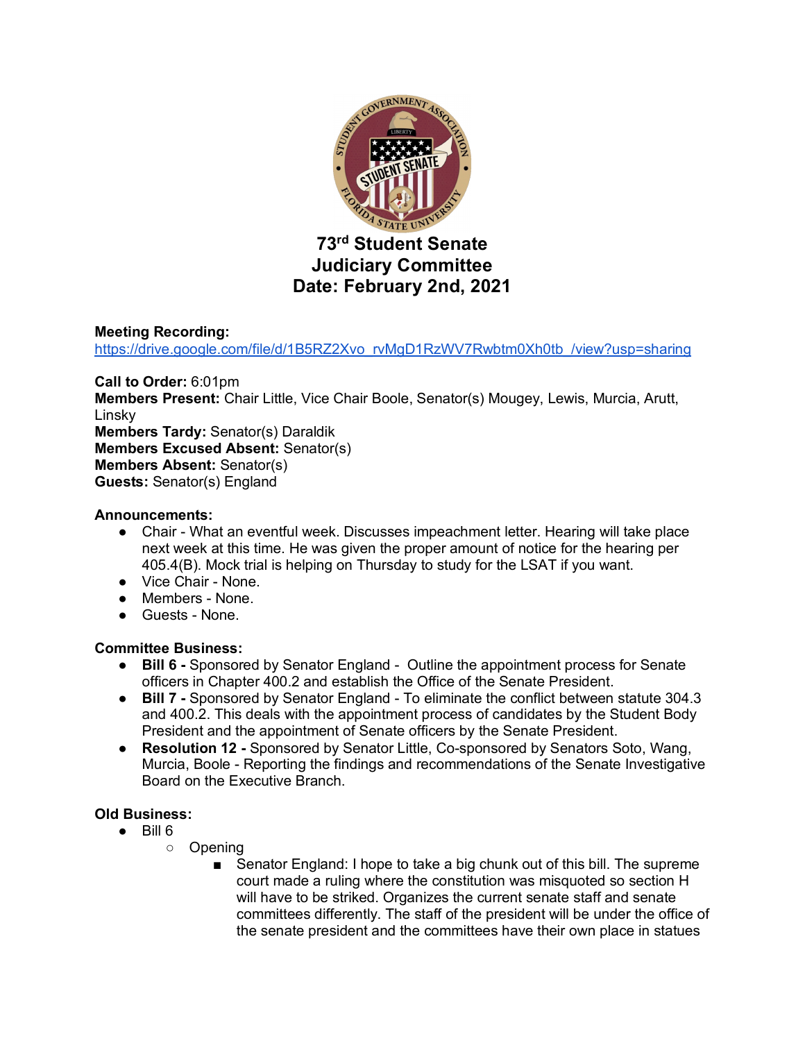# 73rd Student Senate
## Judiciary Committee
## Date: February 2nd, 2021

**Meeting Recording:**
https://drive.google.com/file/d/1B5RZ2Xvo_rvMgD1RzWV7Rwbtm0Xh0tb_/view?usp=sharing

**Call to Order:** 6:01pm
**Members Present:** Chair Little, Vice Chair Boole, Senator(s) Mougey, Lewis, Murcia, Arutt, Linsky
**Members Tardy:** Senator(s) Daraldik
**Members Excused Absent:** Senator(s)
**Members Absent:** Senator(s)
**Guests:** Senator(s) England

**Announcements:**

- Chair - What an eventful week. Discusses impeachment letter. Hearing will take place next week at this time. He was given the proper amount of notice for the hearing per 405.4(B). Mock trial is helping on Thursday to study for the LSAT if you want.
- Vice Chair - None.
- Members - None.
- Guests - None.

**Committee Business:**

- **Bill 6 -** Sponsored by Senator England - Outline the appointment process for Senate officers in Chapter 400.2 and establish the Office of the Senate President.
- **Bill 7 -** Sponsored by Senator England - To eliminate the conflict between statute 304.3 and 400.2. This deals with the appointment process of candidates by the Student Body President and the appointment of Senate officers by the Senate President.
- **Resolution 12 -** Sponsored by Senator Little, Co-sponsored by Senators Soto, Wang, Murcia, Boole - Reporting the findings and recommendations of the Senate Investigative Board on the Executive Branch.

**Old Business:**

- Bill 6
  - Opening
    - Senator England: I hope to take a big chunk out of this bill. The supreme court made a ruling where the constitution was misquoted so section H will have to be striked. Organizes the current senate staff and senate committees differently. The staff of the president will be under the office of the senate president and the committees have their own place in statues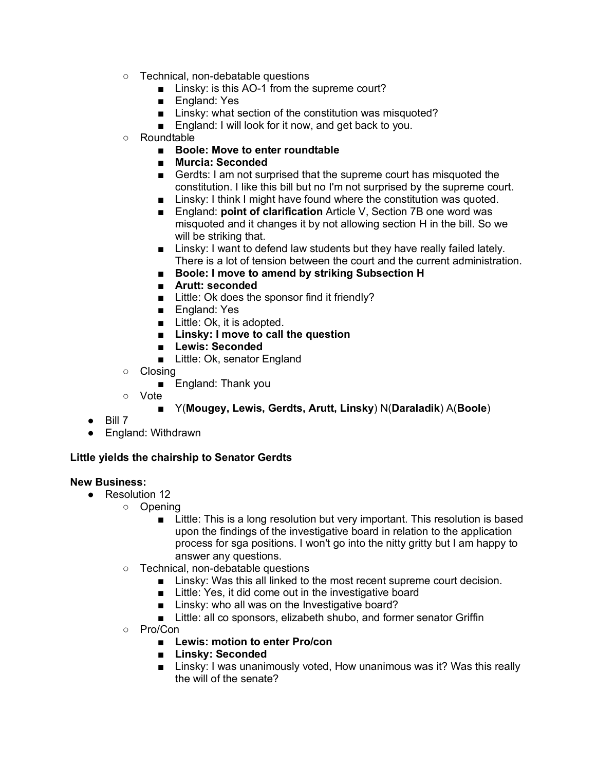- Technical, non-debatable questions
  - Linsky: is this AO-1 from the supreme court?
  - England: Yes
  - Linsky: what section of the constitution was misquoted?
  - England: I will look for it now, and get back to you.
- Roundtable
  - **Boole: Move to enter roundtable**
  - **Murcia: Seconded**
  - Gerdts: I am not surprised that the supreme court has misquoted the constitution. I like this bill but no I'm not surprised by the supreme court.
  - Linsky: I think I might have found where the constitution was quoted.
  - England: **point of clarification** Article V, Section 7B one word was misquoted and it changes it by not allowing section H in the bill. So we will be striking that.
  - Linsky: I want to defend law students but they have really failed lately. There is a lot of tension between the court and the current administration.
  - **Boole: I move to amend by striking Subsection H**
  - **Arutt: seconded**
  - Little: Ok does the sponsor find it friendly?
  - England: Yes
  - Little: Ok, it is adopted.
  - **Linsky: I move to call the question**
  - **Lewis: Seconded**
  - Little: Ok, senator England
- Closing
  - England: Thank you
- Vote
  - Y(**Mougey, Lewis, Gerdts, Arutt, Linsky**) N(**Daraladik**) A(**Boole**)

- Bill 7
- England: Withdrawn

**Little yields the chairship to Senator Gerdts**

**New Business:**

- Resolution 12
  - Opening
    - Little: This is a long resolution but very important. This resolution is based upon the findings of the investigative board in relation to the application process for sga positions. I won't go into the nitty gritty but I am happy to answer any questions.
  - Technical, non-debatable questions
    - Linsky: Was this all linked to the most recent supreme court decision.
    - Little: Yes, it did come out in the investigative board
    - Linsky: who all was on the Investigative board?
    - Little: all co sponsors, elizabeth shubo, and former senator Griffin
  - Pro/Con
    - **Lewis: motion to enter Pro/con**
    - **Linsky: Seconded**
    - Linsky: I was unanimously voted, How unanimous was it? Was this really the will of the senate?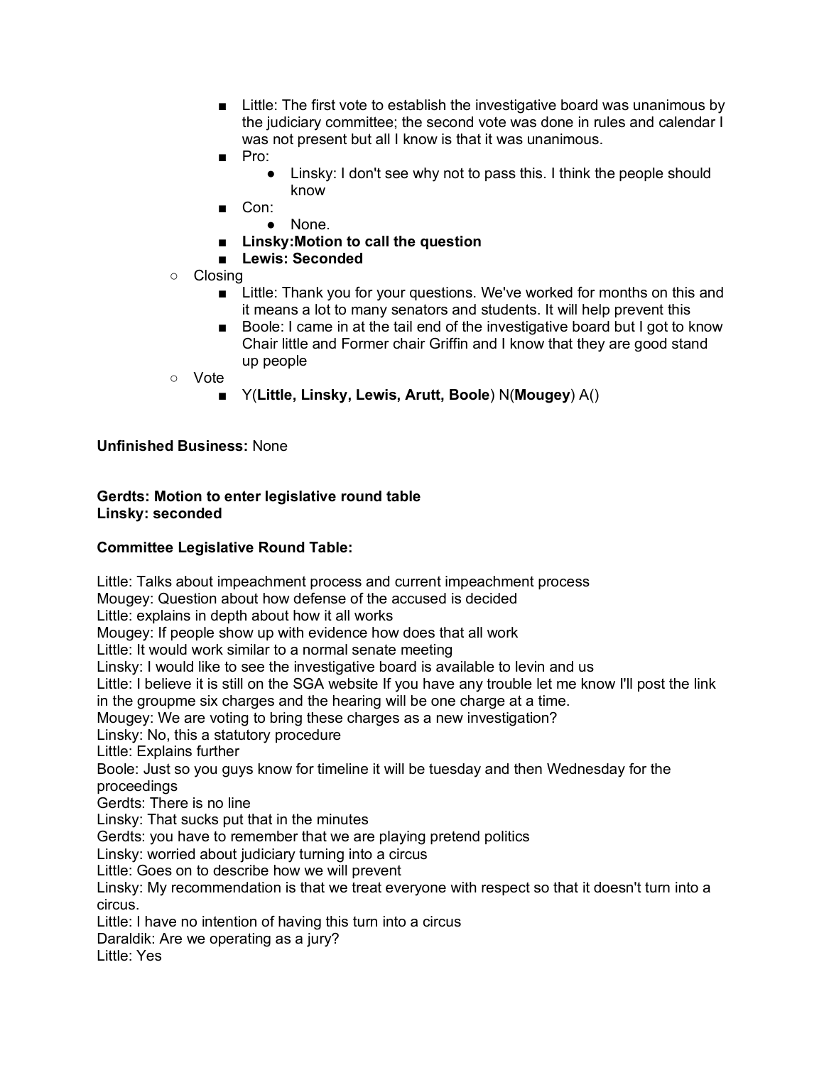- Little: The first vote to establish the investigative board was unanimous by the judiciary committee; the second vote was done in rules and calendar I was not present but all I know is that it was unanimous.
        - Pro:
            - Linsky: I don't see why not to pass this. I think the people should know
        - Con:
            - None.
        - **Linsky:Motion to call the question**
        - **Lewis: Seconded**
    - Closing
        - Little: Thank you for your questions. We've worked for months on this and it means a lot to many senators and students. It will help prevent this
        - Boole: I came in at the tail end of the investigative board but I got to know Chair little and Former chair Griffin and I know that they are good stand up people
    - Vote
        - Y(**Little, Linsky, Lewis, Arutt, Boole**) N(**Mougey**) A()

**Unfinished Business:** None

**Gerdts: Motion to enter legislative round table**
**Linsky: seconded**

**Committee Legislative Round Table:**

Little: Talks about impeachment process and current impeachment process
Mougey: Question about how defense of the accused is decided
Little: explains in depth about how it all works
Mougey: If people show up with evidence how does that all work
Little: It would work similar to a normal senate meeting
Linsky: I would like to see the investigative board is available to levin and us
Little: I believe it is still on the SGA website If you have any trouble let me know I'll post the link in the groupme six charges and the hearing will be one charge at a time.
Mougey: We are voting to bring these charges as a new investigation?
Linsky: No, this a statutory procedure
Little: Explains further
Boole: Just so you guys know for timeline it will be tuesday and then Wednesday for the proceedings
Gerdts: There is no line
Linsky: That sucks put that in the minutes
Gerdts: you have to remember that we are playing pretend politics
Linsky: worried about judiciary turning into a circus
Little: Goes on to describe how we will prevent
Linsky: My recommendation is that we treat everyone with respect so that it doesn't turn into a circus.
Little: I have no intention of having this turn into a circus
Daraldik: Are we operating as a jury?
Little: Yes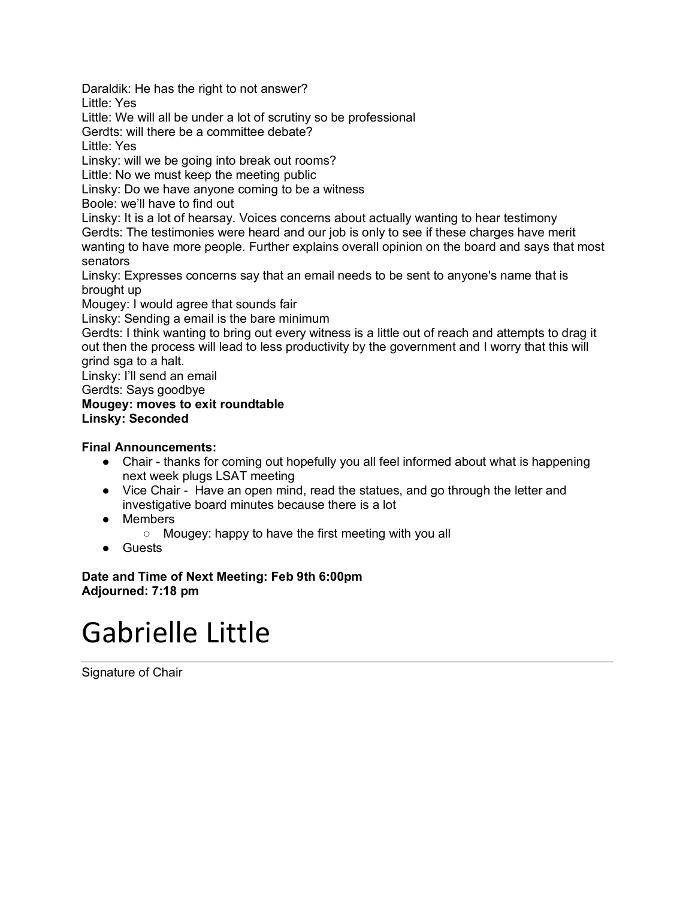Daraldik: He has the right to not answer?
Little: Yes
Little: We will all be under a lot of scrutiny so be professional
Gerdts: will there be a committee debate?
Little: Yes
Linsky: will we be going into break out rooms?
Little: No we must keep the meeting public
Linsky: Do we have anyone coming to be a witness
Boole: we'll have to find out
Linsky: It is a lot of hearsay. Voices concerns about actually wanting to hear testimony
Gerdts: The testimonies were heard and our job is only to see if these charges have merit wanting to have more people. Further explains overall opinion on the board and says that most senators
Linsky: Expresses concerns say that an email needs to be sent to anyone's name that is brought up
Mougey: I would agree that sounds fair
Linsky: Sending a email is the bare minimum
Gerdts: I think wanting to bring out every witness is a little out of reach and attempts to drag it out then the process will lead to less productivity by the government and I worry that this will grind sga to a halt.
Linsky: I'll send an email
Gerdts: Says goodbye
**Mougey: moves to exit roundtable**
**Linsky: Seconded**

**Final Announcements:**

- Chair - thanks for coming out hopefully you all feel informed about what is happening next week plugs LSAT meeting
- Vice Chair - Have an open mind, read the statues, and go through the letter and investigative board minutes because there is a lot
- Members
    - Mougey: happy to have the first meeting with you all
- Guests

**Date and Time of Next Meeting: Feb 9th 6:00pm**
**Adjourned: 7:18 pm**

Gabrielle Little

Signature of Chair